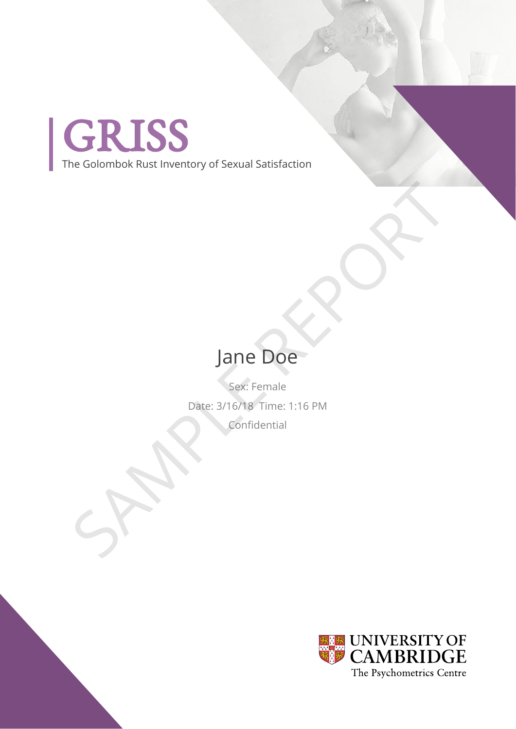# GRISS

The Golombok Rust Inventory of Sexual Satisfaction

SAMPLE REPORT

Jane Doe

Sex: Female

Date: 3/16/18 Time: 1:16 PM

Confidential

UNIVERSITY OF CAMBRIDGE
The Psychometrics Centre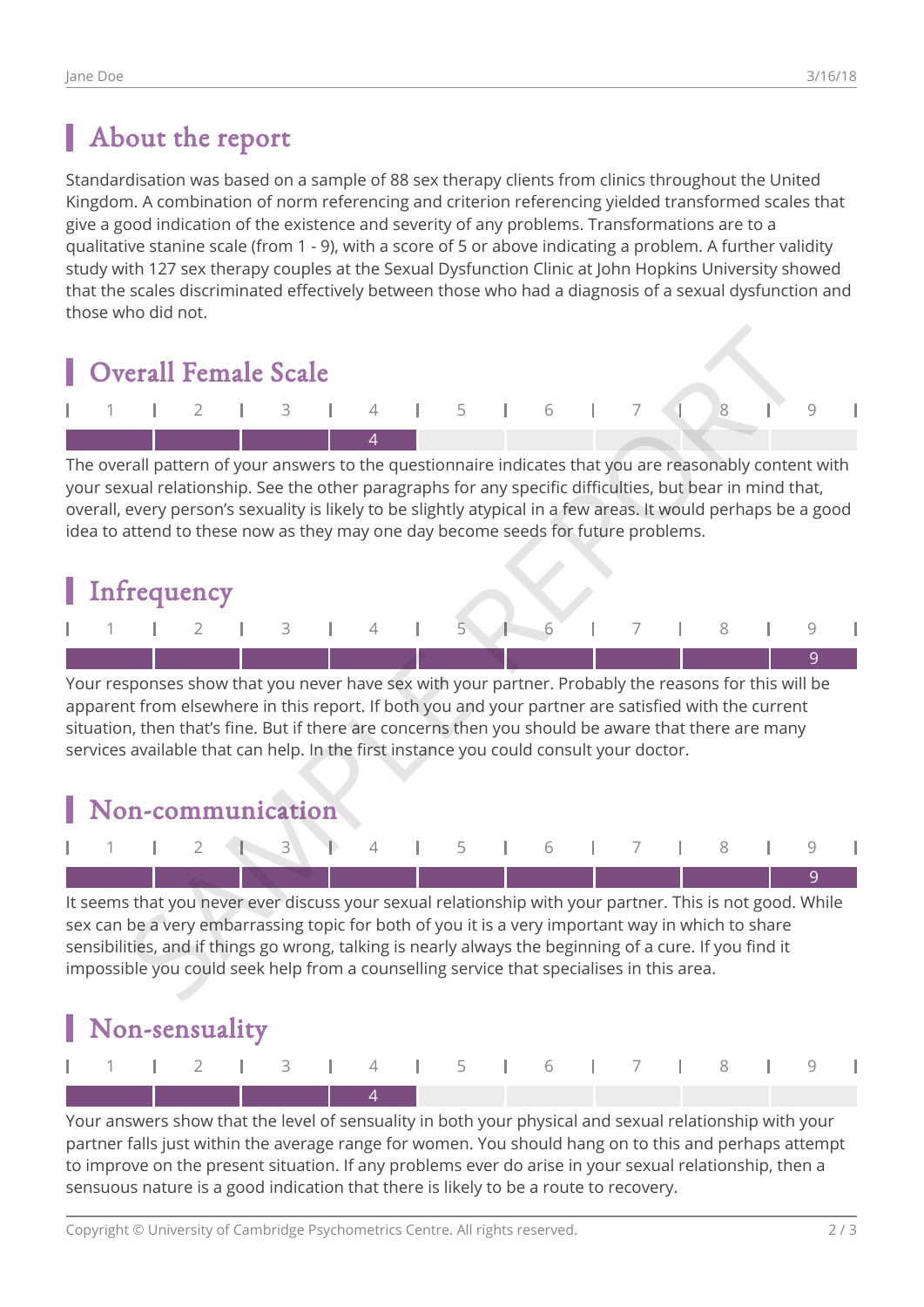## About the report

Standardisation was based on a sample of 88 sex therapy clients from clinics throughout the United Kingdom. A combination of norm referencing and criterion referencing yielded transformed scales that give a good indication of the existence and severity of any problems. Transformations are to a qualitative stanine scale (from 1 - 9), with a score of 5 or above indicating a problem. A further validity study with 127 sex therapy couples at the Sexual Dysfunction Clinic at John Hopkins University showed that the scales discriminated effectively between those who had a diagnosis of a sexual dysfunction and those who did not.

## Overall Female Scale

| 1 | 2 | 3 | 4 | 5 | 6 | 7 | 8 | 9 |
|---|---|---|---|---|---|---|---|---|
| | | | 4 | | | | | |

The overall pattern of your answers to the questionnaire indicates that you are reasonably content with your sexual relationship. See the other paragraphs for any specific difficulties, but bear in mind that, overall, every person's sexuality is likely to be slightly atypical in a few areas. It would perhaps be a good idea to attend to these now as they may one day become seeds for future problems.

## Infrequency

| 1 | 2 | 3 | 4 | 5 | 6 | 7 | 8 | 9 |
|---|---|---|---|---|---|---|---|---|
| | | | | | | | | 9 |

Your responses show that you never have sex with your partner. Probably the reasons for this will be apparent from elsewhere in this report. If both you and your partner are satisfied with the current situation, then that's fine. But if there are concerns then you should be aware that there are many services available that can help. In the first instance you could consult your doctor.

## Non-communication

| 1 | 2 | 3 | 4 | 5 | 6 | 7 | 8 | 9 |
|---|---|---|---|---|---|---|---|---|
| | | | | | | | | 9 |

It seems that you never ever discuss your sexual relationship with your partner. This is not good. While sex can be a very embarrassing topic for both of you it is a very important way in which to share sensibilities, and if things go wrong, talking is nearly always the beginning of a cure. If you find it impossible you could seek help from a counselling service that specialises in this area.

## Non-sensuality

| 1 | 2 | 3 | 4 | 5 | 6 | 7 | 8 | 9 |
|---|---|---|---|---|---|---|---|---|
| | | | 4 | | | | | |

Your answers show that the level of sensuality in both your physical and sexual relationship with your partner falls just within the average range for women. You should hang on to this and perhaps attempt to improve on the present situation. If any problems ever do arise in your sexual relationship, then a sensuous nature is a good indication that there is likely to be a route to recovery.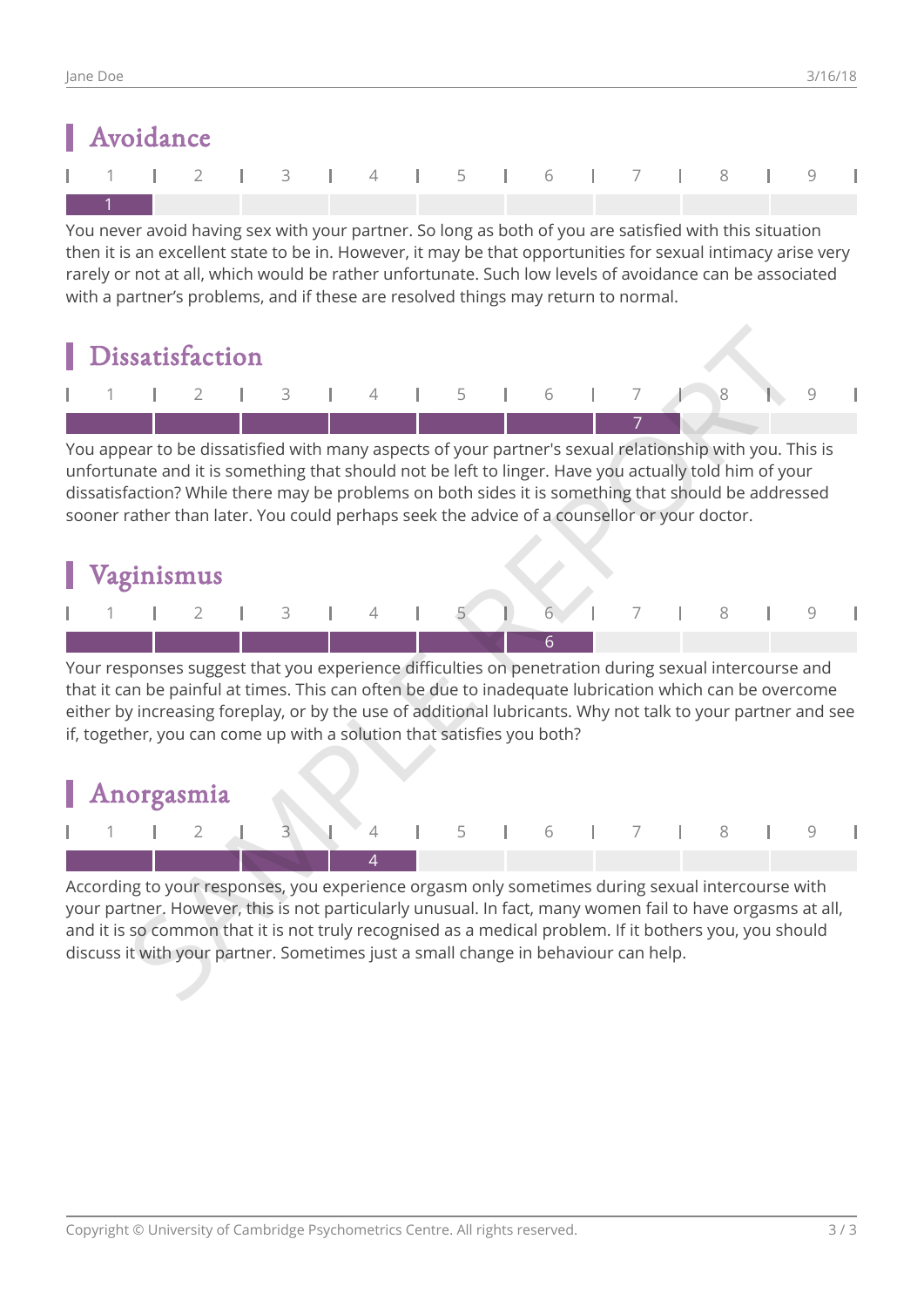## Avoidance

1 2 3 4 5 6 7 8 9

1

You never avoid having sex with your partner. So long as both of you are satisfied with this situation then it is an excellent state to be in. However, it may be that opportunities for sexual intimacy arise very rarely or not at all, which would be rather unfortunate. Such low levels of avoidance can be associated with a partner's problems, and if these are resolved things may return to normal.

## Dissatisfaction

1 2 3 4 5 6 7 8 9

7

You appear to be dissatisfied with many aspects of your partner's sexual relationship with you. This is unfortunate and it is something that should not be left to linger. Have you actually told him of your dissatisfaction? While there may be problems on both sides it is something that should be addressed sooner rather than later. You could perhaps seek the advice of a counsellor or your doctor.

## Vaginismus

1 2 3 4 5 6 7 8 9

6

Your responses suggest that you experience difficulties on penetration during sexual intercourse and that it can be painful at times. This can often be due to inadequate lubrication which can be overcome either by increasing foreplay, or by the use of additional lubricants. Why not talk to your partner and see if, together, you can come up with a solution that satisfies you both?

## Anorgasmia

1 2 3 4 5 6 7 8 9

4

According to your responses, you experience orgasm only sometimes during sexual intercourse with your partner. However, this is not particularly unusual. In fact, many women fail to have orgasms at all, and it is so common that it is not truly recognised as a medical problem. If it bothers you, you should discuss it with your partner. Sometimes just a small change in behaviour can help.

Copyright © University of Cambridge Psychometrics Centre. All rights reserved.